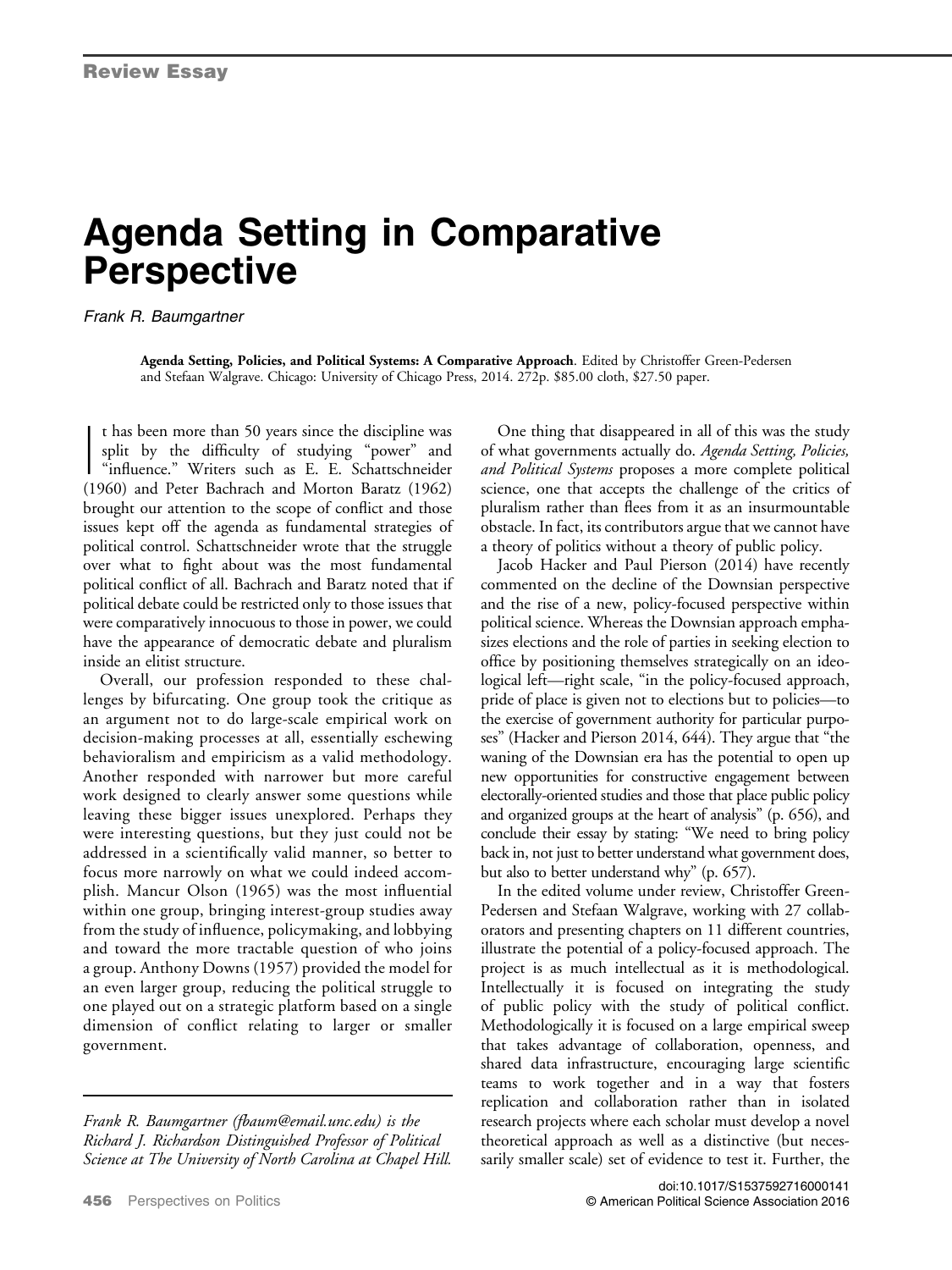**Review Essay**

# Agenda Setting in Comparative Perspective

*Frank R. Baumgartner*

**Agenda Setting, Policies, and Political Systems: A Comparative Approach**. Edited by Christoffer Green-Pedersen and Stefaan Walgrave. Chicago: University of Chicago Press, 2014. 272p. $85.00 cloth, $27.50 paper.

It has been more than 50 years since the discipline was split by the difficulty of studying "power" and "influence." Writers such as E. E. Schattschneider (1960) and Peter Bachrach and Morton Baratz (1962) brought our attention to the scope of conflict and those issues kept off the agenda as fundamental strategies of political control. Schattschneider wrote that the struggle over what to fight about was the most fundamental political conflict of all. Bachrach and Baratz noted that if political debate could be restricted only to those issues that were comparatively innocuous to those in power, we could have the appearance of democratic debate and pluralism inside an elitist structure.

Overall, our profession responded to these challenges by bifurcating. One group took the critique as an argument not to do large-scale empirical work on decision-making processes at all, essentially eschewing behavioralism and empiricism as a valid methodology. Another responded with narrower but more careful work designed to clearly answer some questions while leaving these bigger issues unexplored. Perhaps they were interesting questions, but they just could not be addressed in a scientifically valid manner, so better to focus more narrowly on what we could indeed accomplish. Mancur Olson (1965) was the most influential within one group, bringing interest-group studies away from the study of influence, policymaking, and lobbying and toward the more tractable question of who joins a group. Anthony Downs (1957) provided the model for an even larger group, reducing the political struggle to one played out on a strategic platform based on a single dimension of conflict relating to larger or smaller government.

One thing that disappeared in all of this was the study of what governments actually do. *Agenda Setting, Policies, and Political Systems* proposes a more complete political science, one that accepts the challenge of the critics of pluralism rather than flees from it as an insurmountable obstacle. In fact, its contributors argue that we cannot have a theory of politics without a theory of public policy.

Jacob Hacker and Paul Pierson (2014) have recently commented on the decline of the Downsian perspective and the rise of a new, policy-focused perspective within political science. Whereas the Downsian approach emphasizes elections and the role of parties in seeking election to office by positioning themselves strategically on an ideological left—right scale, "in the policy-focused approach, pride of place is given not to elections but to policies—to the exercise of government authority for particular purposes" (Hacker and Pierson 2014, 644). They argue that "the waning of the Downsian era has the potential to open up new opportunities for constructive engagement between electorally-oriented studies and those that place public policy and organized groups at the heart of analysis" (p. 656), and conclude their essay by stating: "We need to bring policy back in, not just to better understand what government does, but also to better understand why" (p. 657).

In the edited volume under review, Christoffer Green-Pedersen and Stefaan Walgrave, working with 27 collaborators and presenting chapters on 11 different countries, illustrate the potential of a policy-focused approach. The project is as much intellectual as it is methodological. Intellectually it is focused on integrating the study of public policy with the study of political conflict. Methodologically it is focused on a large empirical sweep that takes advantage of collaboration, openness, and shared data infrastructure, encouraging large scientific teams to work together and in a way that fosters replication and collaboration rather than in isolated research projects where each scholar must develop a novel theoretical approach as well as a distinctive (but necessarily smaller scale) set of evidence to test it. Further, the

*Frank R. Baumgartner (fbaum@email.unc.edu) is the Richard J. Richardson Distinguished Professor of Political Science at The University of North Carolina at Chapel Hill.*

doi:10.1017/S1537592716000141
© American Political Science Association 2016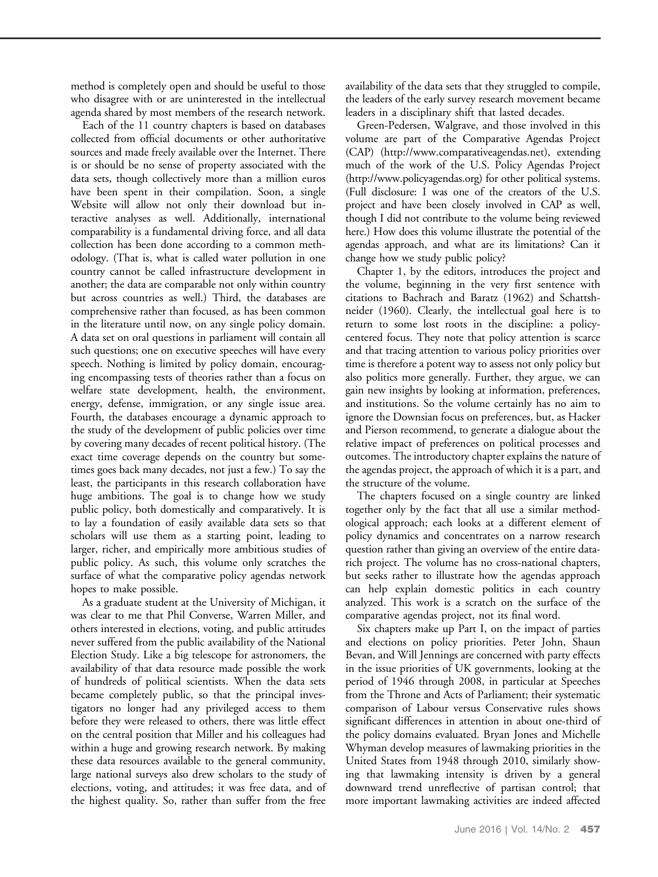method is completely open and should be useful to those who disagree with or are uninterested in the intellectual agenda shared by most members of the research network.

Each of the 11 country chapters is based on databases collected from official documents or other authoritative sources and made freely available over the Internet. There is or should be no sense of property associated with the data sets, though collectively more than a million euros have been spent in their compilation. Soon, a single Website will allow not only their download but interactive analyses as well. Additionally, international comparability is a fundamental driving force, and all data collection has been done according to a common methodology. (That is, what is called water pollution in one country cannot be called infrastructure development in another; the data are comparable not only within country but across countries as well.) Third, the databases are comprehensive rather than focused, as has been common in the literature until now, on any single policy domain. A data set on oral questions in parliament will contain all such questions; one on executive speeches will have every speech. Nothing is limited by policy domain, encouraging encompassing tests of theories rather than a focus on welfare state development, health, the environment, energy, defense, immigration, or any single issue area. Fourth, the databases encourage a dynamic approach to the study of the development of public policies over time by covering many decades of recent political history. (The exact time coverage depends on the country but sometimes goes back many decades, not just a few.) To say the least, the participants in this research collaboration have huge ambitions. The goal is to change how we study public policy, both domestically and comparatively. It is to lay a foundation of easily available data sets so that scholars will use them as a starting point, leading to larger, richer, and empirically more ambitious studies of public policy. As such, this volume only scratches the surface of what the comparative policy agendas network hopes to make possible.

As a graduate student at the University of Michigan, it was clear to me that Phil Converse, Warren Miller, and others interested in elections, voting, and public attitudes never suffered from the public availability of the National Election Study. Like a big telescope for astronomers, the availability of that data resource made possible the work of hundreds of political scientists. When the data sets became completely public, so that the principal investigators no longer had any privileged access to them before they were released to others, there was little effect on the central position that Miller and his colleagues had within a huge and growing research network. By making these data resources available to the general community, large national surveys also drew scholars to the study of elections, voting, and attitudes; it was free data, and of the highest quality. So, rather than suffer from the free availability of the data sets that they struggled to compile, the leaders of the early survey research movement became leaders in a disciplinary shift that lasted decades.

Green-Pedersen, Walgrave, and those involved in this volume are part of the Comparative Agendas Project (CAP) (http://www.comparativeagendas.net), extending much of the work of the U.S. Policy Agendas Project (http://www.policyagendas.org) for other political systems. (Full disclosure: I was one of the creators of the U.S. project and have been closely involved in CAP as well, though I did not contribute to the volume being reviewed here.) How does this volume illustrate the potential of the agendas approach, and what are its limitations? Can it change how we study public policy?

Chapter 1, by the editors, introduces the project and the volume, beginning in the very first sentence with citations to Bachrach and Baratz (1962) and Schattschneider (1960). Clearly, the intellectual goal here is to return to some lost roots in the discipline: a policy-centered focus. They note that policy attention is scarce and that tracing attention to various policy priorities over time is therefore a potent way to assess not only policy but also politics more generally. Further, they argue, we can gain new insights by looking at information, preferences, and institutions. So the volume certainly has no aim to ignore the Downsian focus on preferences, but, as Hacker and Pierson recommend, to generate a dialogue about the relative impact of preferences on political processes and outcomes. The introductory chapter explains the nature of the agendas project, the approach of which it is a part, and the structure of the volume.

The chapters focused on a single country are linked together only by the fact that all use a similar methodological approach; each looks at a different element of policy dynamics and concentrates on a narrow research question rather than giving an overview of the entire data-rich project. The volume has no cross-national chapters, but seeks rather to illustrate how the agendas approach can help explain domestic politics in each country analyzed. This work is a scratch on the surface of the comparative agendas project, not its final word.

Six chapters make up Part I, on the impact of parties and elections on policy priorities. Peter John, Shaun Bevan, and Will Jennings are concerned with party effects in the issue priorities of UK governments, looking at the period of 1946 through 2008, in particular at Speeches from the Throne and Acts of Parliament; their systematic comparison of Labour versus Conservative rules shows significant differences in attention in about one-third of the policy domains evaluated. Bryan Jones and Michelle Whyman develop measures of lawmaking priorities in the United States from 1948 through 2010, similarly showing that lawmaking intensity is driven by a general downward trend unreflective of partisan control; that more important lawmaking activities are indeed affected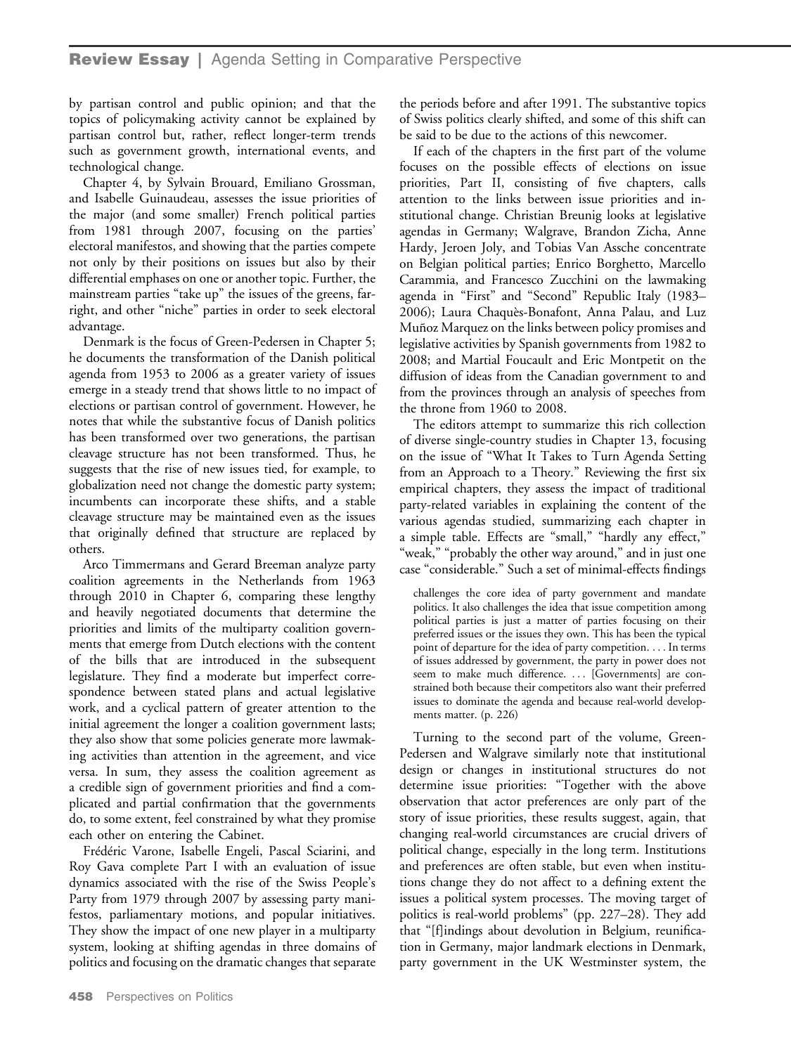by partisan control and public opinion; and that the topics of policymaking activity cannot be explained by partisan control but, rather, reflect longer-term trends such as government growth, international events, and technological change.

Chapter 4, by Sylvain Brouard, Emiliano Grossman, and Isabelle Guinaudeau, assesses the issue priorities of the major (and some smaller) French political parties from 1981 through 2007, focusing on the parties' electoral manifestos, and showing that the parties compete not only by their positions on issues but also by their differential emphases on one or another topic. Further, the mainstream parties "take up" the issues of the greens, far-right, and other "niche" parties in order to seek electoral advantage.

Denmark is the focus of Green-Pedersen in Chapter 5; he documents the transformation of the Danish political agenda from 1953 to 2006 as a greater variety of issues emerge in a steady trend that shows little to no impact of elections or partisan control of government. However, he notes that while the substantive focus of Danish politics has been transformed over two generations, the partisan cleavage structure has not been transformed. Thus, he suggests that the rise of new issues tied, for example, to globalization need not change the domestic party system; incumbents can incorporate these shifts, and a stable cleavage structure may be maintained even as the issues that originally defined that structure are replaced by others.

Arco Timmermans and Gerard Breeman analyze party coalition agreements in the Netherlands from 1963 through 2010 in Chapter 6, comparing these lengthy and heavily negotiated documents that determine the priorities and limits of the multiparty coalition governments that emerge from Dutch elections with the content of the bills that are introduced in the subsequent legislature. They find a moderate but imperfect correspondence between stated plans and actual legislative work, and a cyclical pattern of greater attention to the initial agreement the longer a coalition government lasts; they also show that some policies generate more lawmaking activities than attention in the agreement, and vice versa. In sum, they assess the coalition agreement as a credible sign of government priorities and find a complicated and partial confirmation that the governments do, to some extent, feel constrained by what they promise each other on entering the Cabinet.

Frédéric Varone, Isabelle Engeli, Pascal Sciarini, and Roy Gava complete Part I with an evaluation of issue dynamics associated with the rise of the Swiss People's Party from 1979 through 2007 by assessing party manifestos, parliamentary motions, and popular initiatives. They show the impact of one new player in a multiparty system, looking at shifting agendas in three domains of politics and focusing on the dramatic changes that separate the periods before and after 1991. The substantive topics of Swiss politics clearly shifted, and some of this shift can be said to be due to the actions of this newcomer.

If each of the chapters in the first part of the volume focuses on the possible effects of elections on issue priorities, Part II, consisting of five chapters, calls attention to the links between issue priorities and institutional change. Christian Breunig looks at legislative agendas in Germany; Walgrave, Brandon Zicha, Anne Hardy, Jeroen Joly, and Tobias Van Assche concentrate on Belgian political parties; Enrico Borghetto, Marcello Carammia, and Francesco Zucchini on the lawmaking agenda in "First" and "Second" Republic Italy (1983–2006); Laura Chaquès-Bonafont, Anna Palau, and Luz Muñoz Marquez on the links between policy promises and legislative activities by Spanish governments from 1982 to 2008; and Martial Foucault and Eric Montpetit on the diffusion of ideas from the Canadian government to and from the provinces through an analysis of speeches from the throne from 1960 to 2008.

The editors attempt to summarize this rich collection of diverse single-country studies in Chapter 13, focusing on the issue of "What It Takes to Turn Agenda Setting from an Approach to a Theory." Reviewing the first six empirical chapters, they assess the impact of traditional party-related variables in explaining the content of the various agendas studied, summarizing each chapter in a simple table. Effects are "small," "hardly any effect," "weak," "probably the other way around," and in just one case "considerable." Such a set of minimal-effects findings

> challenges the core idea of party government and mandate politics. It also challenges the idea that issue competition among political parties is just a matter of parties focusing on their preferred issues or the issues they own. This has been the typical point of departure for the idea of party competition. . . . In terms of issues addressed by government, the party in power does not seem to make much difference. . . . [Governments] are constrained both because their competitors also want their preferred issues to dominate the agenda and because real-world developments matter. (p. 226)

Turning to the second part of the volume, Green-Pedersen and Walgrave similarly note that institutional design or changes in institutional structures do not determine issue priorities: "Together with the above observation that actor preferences are only part of the story of issue priorities, these results suggest, again, that changing real-world circumstances are crucial drivers of political change, especially in the long term. Institutions and preferences are often stable, but even when institutions change they do not affect to a defining extent the issues a political system processes. The moving target of politics is real-world problems" (pp. 227–28). They add that "[f]indings about devolution in Belgium, reunification in Germany, major landmark elections in Denmark, party government in the UK Westminster system, the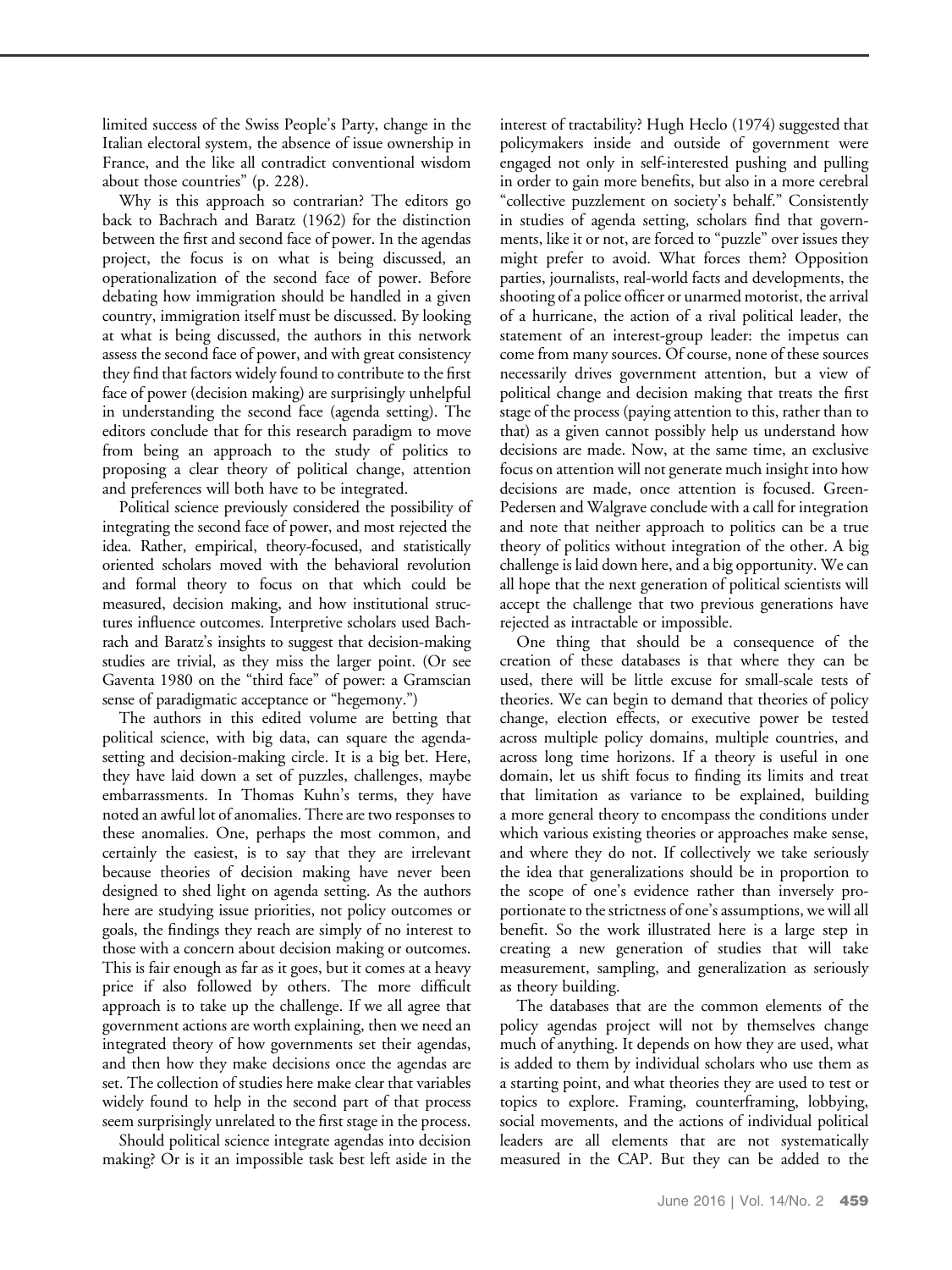limited success of the Swiss People's Party, change in the Italian electoral system, the absence of issue ownership in France, and the like all contradict conventional wisdom about those countries" (p. 228).

Why is this approach so contrarian? The editors go back to Bachrach and Baratz (1962) for the distinction between the first and second face of power. In the agendas project, the focus is on what is being discussed, an operationalization of the second face of power. Before debating how immigration should be handled in a given country, immigration itself must be discussed. By looking at what is being discussed, the authors in this network assess the second face of power, and with great consistency they find that factors widely found to contribute to the first face of power (decision making) are surprisingly unhelpful in understanding the second face (agenda setting). The editors conclude that for this research paradigm to move from being an approach to the study of politics to proposing a clear theory of political change, attention and preferences will both have to be integrated.

Political science previously considered the possibility of integrating the second face of power, and most rejected the idea. Rather, empirical, theory-focused, and statistically oriented scholars moved with the behavioral revolution and formal theory to focus on that which could be measured, decision making, and how institutional structures influence outcomes. Interpretive scholars used Bachrach and Baratz's insights to suggest that decision-making studies are trivial, as they miss the larger point. (Or see Gaventa 1980 on the "third face" of power: a Gramscian sense of paradigmatic acceptance or "hegemony.")

The authors in this edited volume are betting that political science, with big data, can square the agenda-setting and decision-making circle. It is a big bet. Here, they have laid down a set of puzzles, challenges, maybe embarrassments. In Thomas Kuhn's terms, they have noted an awful lot of anomalies. There are two responses to these anomalies. One, perhaps the most common, and certainly the easiest, is to say that they are irrelevant because theories of decision making have never been designed to shed light on agenda setting. As the authors here are studying issue priorities, not policy outcomes or goals, the findings they reach are simply of no interest to those with a concern about decision making or outcomes. This is fair enough as far as it goes, but it comes at a heavy price if also followed by others. The more difficult approach is to take up the challenge. If we all agree that government actions are worth explaining, then we need an integrated theory of how governments set their agendas, and then how they make decisions once the agendas are set. The collection of studies here make clear that variables widely found to help in the second part of that process seem surprisingly unrelated to the first stage in the process.

Should political science integrate agendas into decision making? Or is it an impossible task best left aside in the interest of tractability? Hugh Heclo (1974) suggested that policymakers inside and outside of government were engaged not only in self-interested pushing and pulling in order to gain more benefits, but also in a more cerebral "collective puzzlement on society's behalf." Consistently in studies of agenda setting, scholars find that governments, like it or not, are forced to "puzzle" over issues they might prefer to avoid. What forces them? Opposition parties, journalists, real-world facts and developments, the shooting of a police officer or unarmed motorist, the arrival of a hurricane, the action of a rival political leader, the statement of an interest-group leader: the impetus can come from many sources. Of course, none of these sources necessarily drives government attention, but a view of political change and decision making that treats the first stage of the process (paying attention to this, rather than to that) as a given cannot possibly help us understand how decisions are made. Now, at the same time, an exclusive focus on attention will not generate much insight into how decisions are made, once attention is focused. Green-Pedersen and Walgrave conclude with a call for integration and note that neither approach to politics can be a true theory of politics without integration of the other. A big challenge is laid down here, and a big opportunity. We can all hope that the next generation of political scientists will accept the challenge that two previous generations have rejected as intractable or impossible.

One thing that should be a consequence of the creation of these databases is that where they can be used, there will be little excuse for small-scale tests of theories. We can begin to demand that theories of policy change, election effects, or executive power be tested across multiple policy domains, multiple countries, and across long time horizons. If a theory is useful in one domain, let us shift focus to finding its limits and treat that limitation as variance to be explained, building a more general theory to encompass the conditions under which various existing theories or approaches make sense, and where they do not. If collectively we take seriously the idea that generalizations should be in proportion to the scope of one's evidence rather than inversely proportionate to the strictness of one's assumptions, we will all benefit. So the work illustrated here is a large step in creating a new generation of studies that will take measurement, sampling, and generalization as seriously as theory building.

The databases that are the common elements of the policy agendas project will not by themselves change much of anything. It depends on how they are used, what is added to them by individual scholars who use them as a starting point, and what theories they are used to test or topics to explore. Framing, counterframing, lobbying, social movements, and the actions of individual political leaders are all elements that are not systematically measured in the CAP. But they can be added to the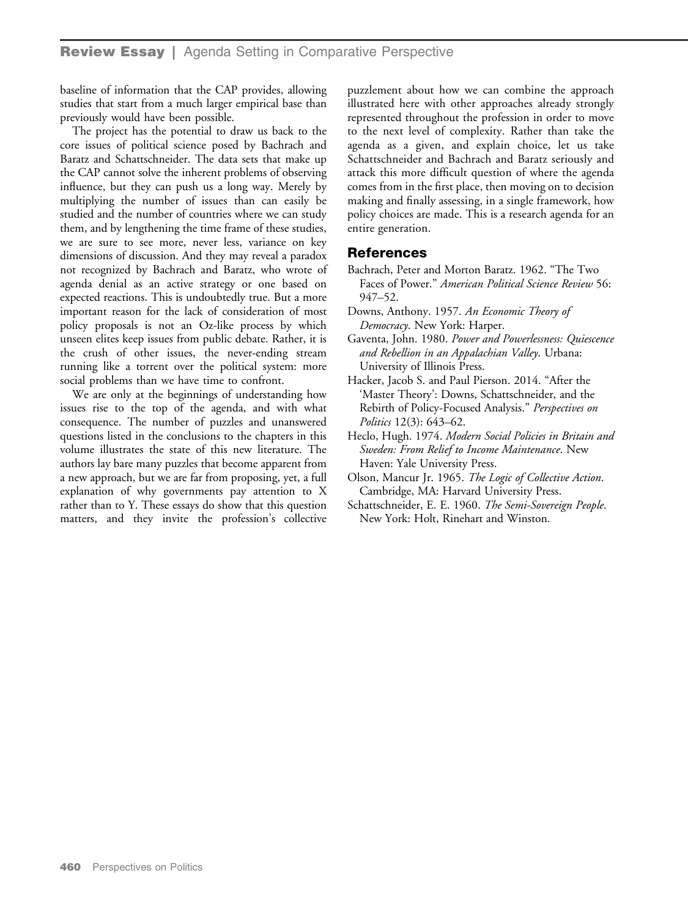baseline of information that the CAP provides, allowing studies that start from a much larger empirical base than previously would have been possible.

The project has the potential to draw us back to the core issues of political science posed by Bachrach and Baratz and Schattschneider. The data sets that make up the CAP cannot solve the inherent problems of observing influence, but they can push us a long way. Merely by multiplying the number of issues than can easily be studied and the number of countries where we can study them, and by lengthening the time frame of these studies, we are sure to see more, never less, variance on key dimensions of discussion. And they may reveal a paradox not recognized by Bachrach and Baratz, who wrote of agenda denial as an active strategy or one based on expected reactions. This is undoubtedly true. But a more important reason for the lack of consideration of most policy proposals is not an Oz-like process by which unseen elites keep issues from public debate. Rather, it is the crush of other issues, the never-ending stream running like a torrent over the political system: more social problems than we have time to confront.

We are only at the beginnings of understanding how issues rise to the top of the agenda, and with what consequence. The number of puzzles and unanswered questions listed in the conclusions to the chapters in this volume illustrates the state of this new literature. The authors lay bare many puzzles that become apparent from a new approach, but we are far from proposing, yet, a full explanation of why governments pay attention to X rather than to Y. These essays do show that this question matters, and they invite the profession's collective puzzlement about how we can combine the approach illustrated here with other approaches already strongly represented throughout the profession in order to move to the next level of complexity. Rather than take the agenda as a given, and explain choice, let us take Schattschneider and Bachrach and Baratz seriously and attack this more difficult question of where the agenda comes from in the first place, then moving on to decision making and finally assessing, in a single framework, how policy choices are made. This is a research agenda for an entire generation.

## References

Bachrach, Peter and Morton Baratz. 1962. "The Two Faces of Power." *American Political Science Review* 56: 947–52.

Downs, Anthony. 1957. *An Economic Theory of Democracy*. New York: Harper.

Gaventa, John. 1980. *Power and Powerlessness: Quiescence and Rebellion in an Appalachian Valley*. Urbana: University of Illinois Press.

Hacker, Jacob S. and Paul Pierson. 2014. "After the 'Master Theory': Downs, Schattschneider, and the Rebirth of Policy-Focused Analysis." *Perspectives on Politics* 12(3): 643–62.

Heclo, Hugh. 1974. *Modern Social Policies in Britain and Sweden: From Relief to Income Maintenance*. New Haven: Yale University Press.

Olson, Mancur Jr. 1965. *The Logic of Collective Action*. Cambridge, MA: Harvard University Press.

Schattschneider, E. E. 1960. *The Semi-Sovereign People*. New York: Holt, Rinehart and Winston.